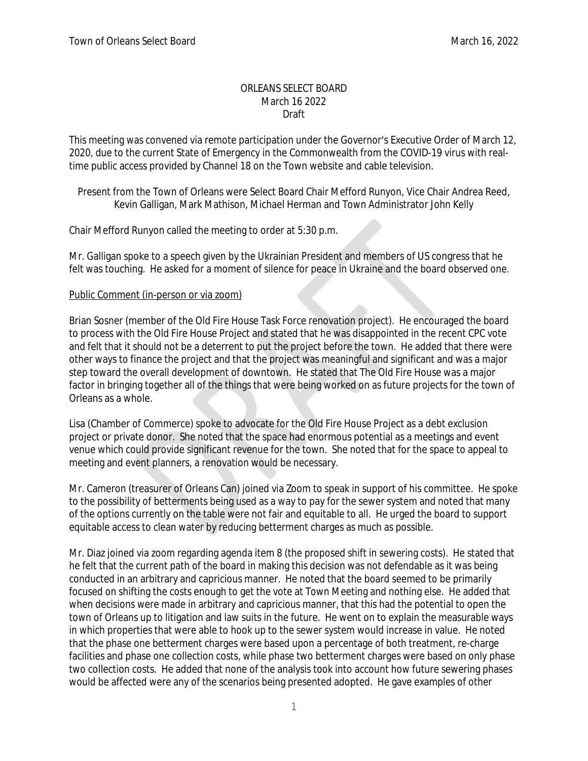ORLEANS SELECT BOARD
March 16 2022
Draft

This meeting was convened via remote participation under the Governor's Executive Order of March 12, 2020, due to the current State of Emergency in the Commonwealth from the COVID-19 virus with real-time public access provided by Channel 18 on the Town website and cable television.

Present from the Town of Orleans were Select Board Chair Mefford Runyon, Vice Chair Andrea Reed, Kevin Galligan, Mark Mathison, Michael Herman and Town Administrator John Kelly

Chair Mefford Runyon called the meeting to order at 5:30 p.m.

Mr. Galligan spoke to a speech given by the Ukrainian President and members of US congress that he felt was touching. He asked for a moment of silence for peace in Ukraine and the board observed one.

Public Comment (in-person or via zoom)

Brian Sosner (member of the Old Fire House Task Force renovation project). He encouraged the board to process with the Old Fire House Project and stated that he was disappointed in the recent CPC vote and felt that it should not be a deterrent to put the project before the town. He added that there were other ways to finance the project and that the project was meaningful and significant and was a major step toward the overall development of downtown. He stated that The Old Fire House was a major factor in bringing together all of the things that were being worked on as future projects for the town of Orleans as a whole.

Lisa (Chamber of Commerce) spoke to advocate for the Old Fire House Project as a debt exclusion project or private donor. She noted that the space had enormous potential as a meetings and event venue which could provide significant revenue for the town. She noted that for the space to appeal to meeting and event planners, a renovation would be necessary.

Mr. Cameron (treasurer of Orleans Can) joined via Zoom to speak in support of his committee. He spoke to the possibility of betterments being used as a way to pay for the sewer system and noted that many of the options currently on the table were not fair and equitable to all. He urged the board to support equitable access to clean water by reducing betterment charges as much as possible.

Mr. Diaz joined via zoom regarding agenda item 8 (the proposed shift in sewering costs). He stated that he felt that the current path of the board in making this decision was not defendable as it was being conducted in an arbitrary and capricious manner. He noted that the board seemed to be primarily focused on shifting the costs enough to get the vote at Town Meeting and nothing else. He added that when decisions were made in arbitrary and capricious manner, that this had the potential to open the town of Orleans up to litigation and law suits in the future. He went on to explain the measurable ways in which properties that were able to hook up to the sewer system would increase in value. He noted that the phase one betterment charges were based upon a percentage of both treatment, re-charge facilities and phase one collection costs, while phase two betterment charges were based on only phase two collection costs. He added that none of the analysis took into account how future sewering phases would be affected were any of the scenarios being presented adopted. He gave examples of other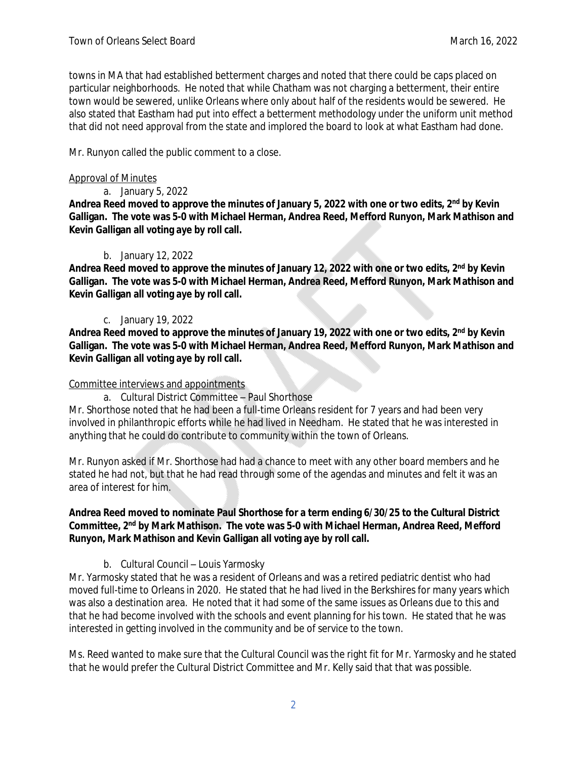towns in MA that had established betterment charges and noted that there could be caps placed on particular neighborhoods. He noted that while Chatham was not charging a betterment, their entire town would be sewered, unlike Orleans where only about half of the residents would be sewered. He also stated that Eastham had put into effect a betterment methodology under the uniform unit method that did not need approval from the state and implored the board to look at what Eastham had done.

Mr. Runyon called the public comment to a close.

Approval of Minutes

a. January 5, 2022

**Andrea Reed moved to approve the minutes of January 5, 2022 with one or two edits, 2nd by Kevin Galligan. The vote was 5-0 with Michael Herman, Andrea Reed, Mefford Runyon, Mark Mathison and Kevin Galligan all voting aye by roll call.**

b. January 12, 2022

**Andrea Reed moved to approve the minutes of January 12, 2022 with one or two edits, 2nd by Kevin Galligan. The vote was 5-0 with Michael Herman, Andrea Reed, Mefford Runyon, Mark Mathison and Kevin Galligan all voting aye by roll call.**

c. January 19, 2022

**Andrea Reed moved to approve the minutes of January 19, 2022 with one or two edits, 2nd by Kevin Galligan. The vote was 5-0 with Michael Herman, Andrea Reed, Mefford Runyon, Mark Mathison and Kevin Galligan all voting aye by roll call.**

Committee interviews and appointments

a. Cultural District Committee – Paul Shorthose

Mr. Shorthose noted that he had been a full-time Orleans resident for 7 years and had been very involved in philanthropic efforts while he had lived in Needham. He stated that he was interested in anything that he could do contribute to community within the town of Orleans.

Mr. Runyon asked if Mr. Shorthose had had a chance to meet with any other board members and he stated he had not, but that he had read through some of the agendas and minutes and felt it was an area of interest for him.

**Andrea Reed moved to nominate Paul Shorthose for a term ending 6/30/25 to the Cultural District Committee, 2nd by Mark Mathison. The vote was 5-0 with Michael Herman, Andrea Reed, Mefford Runyon, Mark Mathison and Kevin Galligan all voting aye by roll call.**

b. Cultural Council – Louis Yarmosky

Mr. Yarmosky stated that he was a resident of Orleans and was a retired pediatric dentist who had moved full-time to Orleans in 2020. He stated that he had lived in the Berkshires for many years which was also a destination area. He noted that it had some of the same issues as Orleans due to this and that he had become involved with the schools and event planning for his town. He stated that he was interested in getting involved in the community and be of service to the town.

Ms. Reed wanted to make sure that the Cultural Council was the right fit for Mr. Yarmosky and he stated that he would prefer the Cultural District Committee and Mr. Kelly said that that was possible.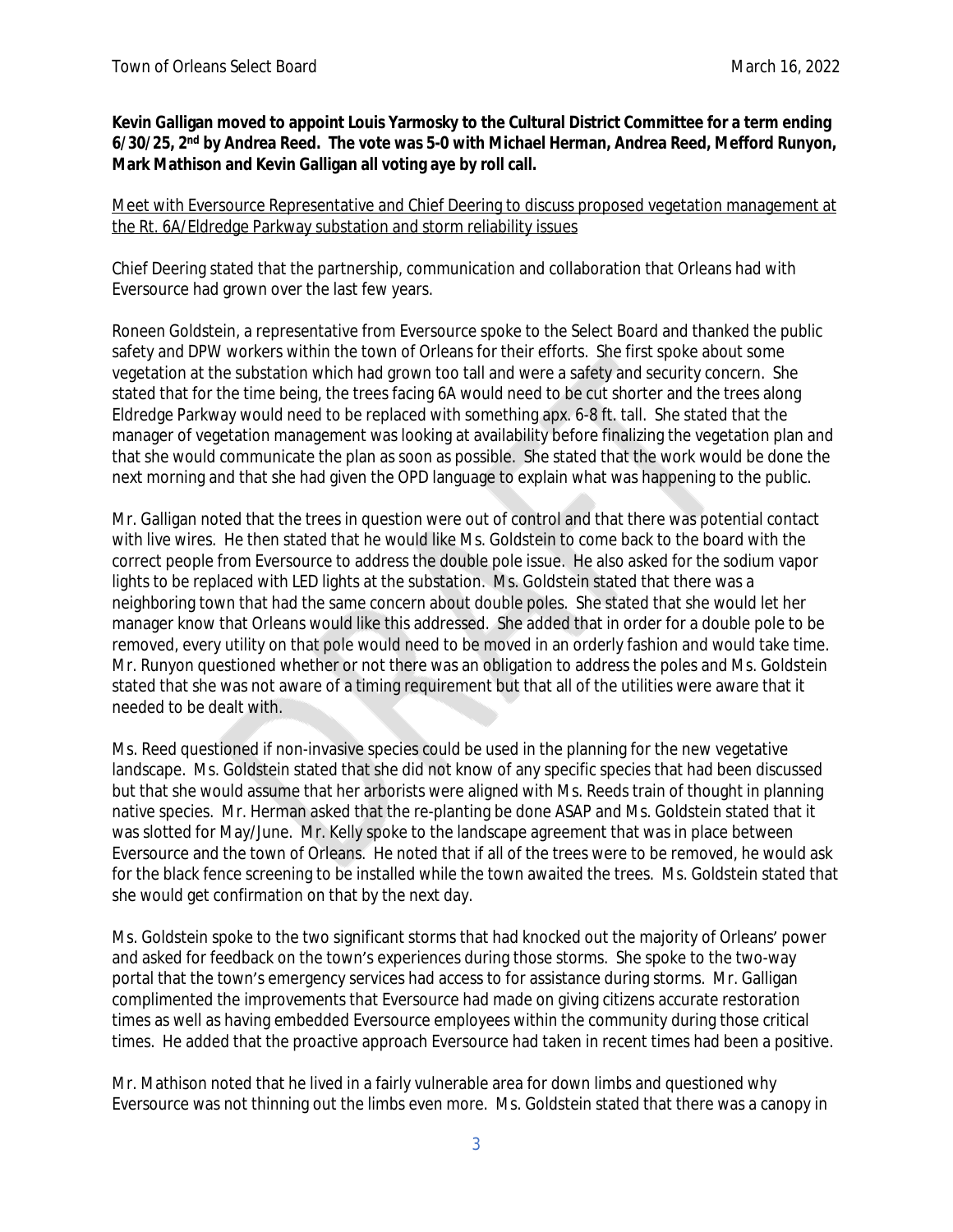**Kevin Galligan moved to appoint Louis Yarmosky to the Cultural District Committee for a term ending 6/30/25, 2nd by Andrea Reed. The vote was 5-0 with Michael Herman, Andrea Reed, Mefford Runyon, Mark Mathison and Kevin Galligan all voting aye by roll call.**

Meet with Eversource Representative and Chief Deering to discuss proposed vegetation management at the Rt. 6A/Eldredge Parkway substation and storm reliability issues

Chief Deering stated that the partnership, communication and collaboration that Orleans had with Eversource had grown over the last few years.

Roneen Goldstein, a representative from Eversource spoke to the Select Board and thanked the public safety and DPW workers within the town of Orleans for their efforts. She first spoke about some vegetation at the substation which had grown too tall and were a safety and security concern. She stated that for the time being, the trees facing 6A would need to be cut shorter and the trees along Eldredge Parkway would need to be replaced with something apx. 6-8 ft. tall. She stated that the manager of vegetation management was looking at availability before finalizing the vegetation plan and that she would communicate the plan as soon as possible. She stated that the work would be done the next morning and that she had given the OPD language to explain what was happening to the public.

Mr. Galligan noted that the trees in question were out of control and that there was potential contact with live wires. He then stated that he would like Ms. Goldstein to come back to the board with the correct people from Eversource to address the double pole issue. He also asked for the sodium vapor lights to be replaced with LED lights at the substation. Ms. Goldstein stated that there was a neighboring town that had the same concern about double poles. She stated that she would let her manager know that Orleans would like this addressed. She added that in order for a double pole to be removed, every utility on that pole would need to be moved in an orderly fashion and would take time. Mr. Runyon questioned whether or not there was an obligation to address the poles and Ms. Goldstein stated that she was not aware of a timing requirement but that all of the utilities were aware that it needed to be dealt with.

Ms. Reed questioned if non-invasive species could be used in the planning for the new vegetative landscape. Ms. Goldstein stated that she did not know of any specific species that had been discussed but that she would assume that her arborists were aligned with Ms. Reeds train of thought in planning native species. Mr. Herman asked that the re-planting be done ASAP and Ms. Goldstein stated that it was slotted for May/June. Mr. Kelly spoke to the landscape agreement that was in place between Eversource and the town of Orleans. He noted that if all of the trees were to be removed, he would ask for the black fence screening to be installed while the town awaited the trees. Ms. Goldstein stated that she would get confirmation on that by the next day.

Ms. Goldstein spoke to the two significant storms that had knocked out the majority of Orleans' power and asked for feedback on the town's experiences during those storms. She spoke to the two-way portal that the town's emergency services had access to for assistance during storms. Mr. Galligan complimented the improvements that Eversource had made on giving citizens accurate restoration times as well as having embedded Eversource employees within the community during those critical times. He added that the proactive approach Eversource had taken in recent times had been a positive.

Mr. Mathison noted that he lived in a fairly vulnerable area for down limbs and questioned why Eversource was not thinning out the limbs even more. Ms. Goldstein stated that there was a canopy in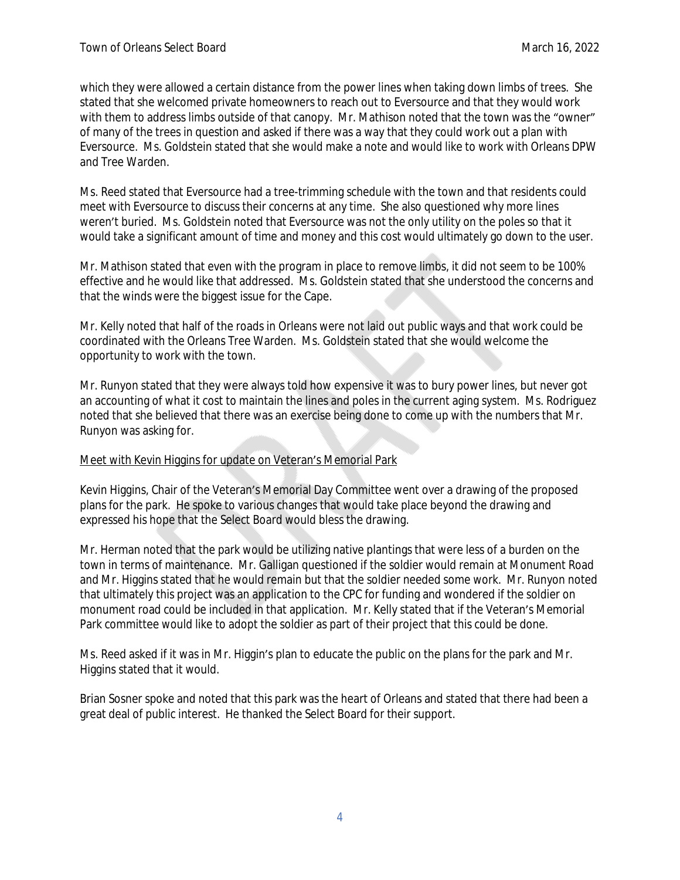which they were allowed a certain distance from the power lines when taking down limbs of trees. She stated that she welcomed private homeowners to reach out to Eversource and that they would work with them to address limbs outside of that canopy. Mr. Mathison noted that the town was the "owner" of many of the trees in question and asked if there was a way that they could work out a plan with Eversource. Ms. Goldstein stated that she would make a note and would like to work with Orleans DPW and Tree Warden.

Ms. Reed stated that Eversource had a tree-trimming schedule with the town and that residents could meet with Eversource to discuss their concerns at any time. She also questioned why more lines weren't buried. Ms. Goldstein noted that Eversource was not the only utility on the poles so that it would take a significant amount of time and money and this cost would ultimately go down to the user.

Mr. Mathison stated that even with the program in place to remove limbs, it did not seem to be 100% effective and he would like that addressed. Ms. Goldstein stated that she understood the concerns and that the winds were the biggest issue for the Cape.

Mr. Kelly noted that half of the roads in Orleans were not laid out public ways and that work could be coordinated with the Orleans Tree Warden. Ms. Goldstein stated that she would welcome the opportunity to work with the town.

Mr. Runyon stated that they were always told how expensive it was to bury power lines, but never got an accounting of what it cost to maintain the lines and poles in the current aging system. Ms. Rodriguez noted that she believed that there was an exercise being done to come up with the numbers that Mr. Runyon was asking for.

<u>Meet with Kevin Higgins for update on Veteran's Memorial Park</u>

Kevin Higgins, Chair of the Veteran's Memorial Day Committee went over a drawing of the proposed plans for the park. He spoke to various changes that would take place beyond the drawing and expressed his hope that the Select Board would bless the drawing.

Mr. Herman noted that the park would be utilizing native plantings that were less of a burden on the town in terms of maintenance. Mr. Galligan questioned if the soldier would remain at Monument Road and Mr. Higgins stated that he would remain but that the soldier needed some work. Mr. Runyon noted that ultimately this project was an application to the CPC for funding and wondered if the soldier on monument road could be included in that application. Mr. Kelly stated that if the Veteran's Memorial Park committee would like to adopt the soldier as part of their project that this could be done.

Ms. Reed asked if it was in Mr. Higgin's plan to educate the public on the plans for the park and Mr. Higgins stated that it would.

Brian Sosner spoke and noted that this park was the heart of Orleans and stated that there had been a great deal of public interest. He thanked the Select Board for their support.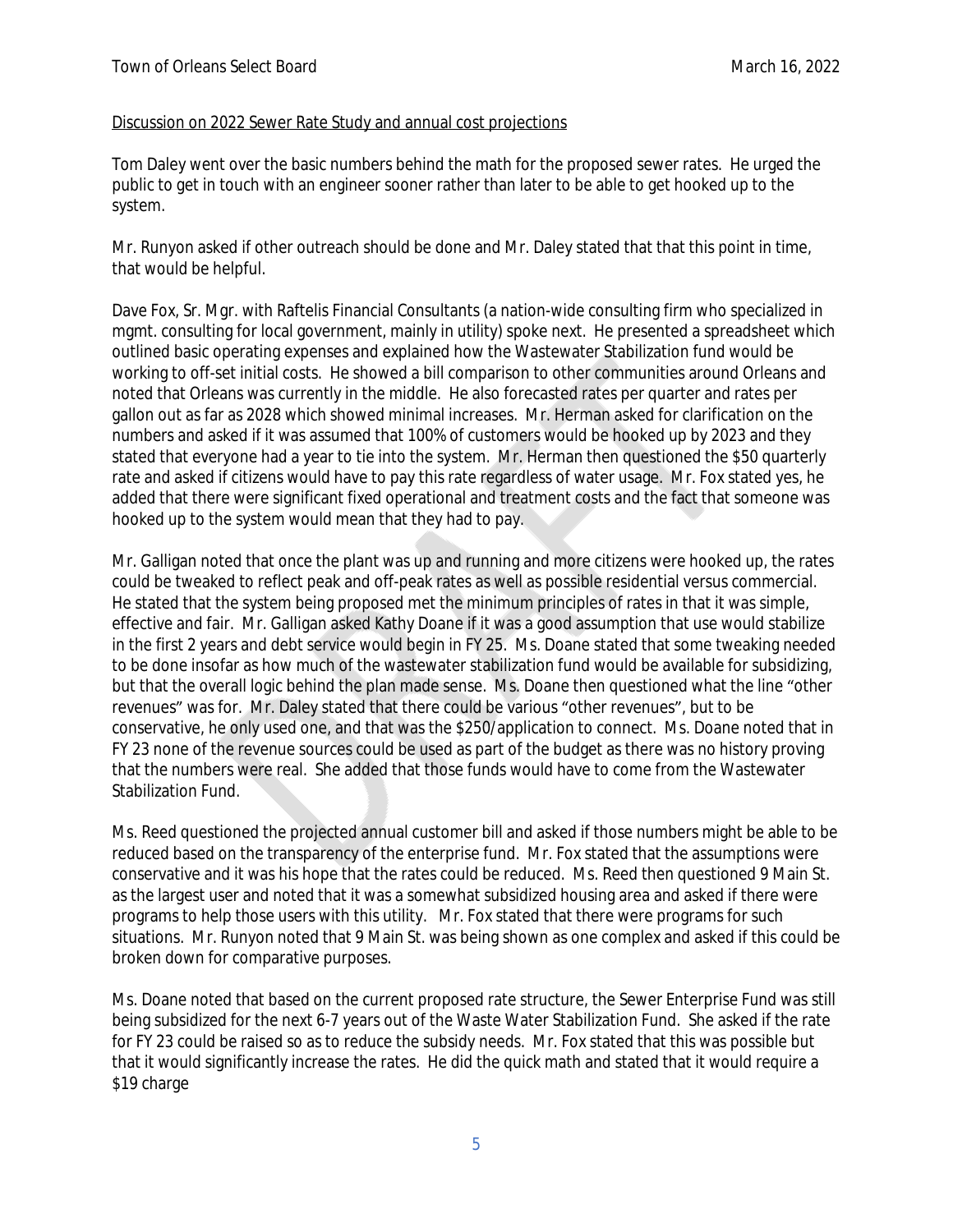Discussion on 2022 Sewer Rate Study and annual cost projections

Tom Daley went over the basic numbers behind the math for the proposed sewer rates. He urged the public to get in touch with an engineer sooner rather than later to be able to get hooked up to the system.

Mr. Runyon asked if other outreach should be done and Mr. Daley stated that that this point in time, that would be helpful.

Dave Fox, Sr. Mgr. with Raftelis Financial Consultants (a nation-wide consulting firm who specialized in mgmt. consulting for local government, mainly in utility) spoke next. He presented a spreadsheet which outlined basic operating expenses and explained how the Wastewater Stabilization fund would be working to off-set initial costs. He showed a bill comparison to other communities around Orleans and noted that Orleans was currently in the middle. He also forecasted rates per quarter and rates per gallon out as far as 2028 which showed minimal increases. Mr. Herman asked for clarification on the numbers and asked if it was assumed that 100% of customers would be hooked up by 2023 and they stated that everyone had a year to tie into the system. Mr. Herman then questioned the $50 quarterly rate and asked if citizens would have to pay this rate regardless of water usage. Mr. Fox stated yes, he added that there were significant fixed operational and treatment costs and the fact that someone was hooked up to the system would mean that they had to pay.

Mr. Galligan noted that once the plant was up and running and more citizens were hooked up, the rates could be tweaked to reflect peak and off-peak rates as well as possible residential versus commercial. He stated that the system being proposed met the minimum principles of rates in that it was simple, effective and fair. Mr. Galligan asked Kathy Doane if it was a good assumption that use would stabilize in the first 2 years and debt service would begin in FY 25. Ms. Doane stated that some tweaking needed to be done insofar as how much of the wastewater stabilization fund would be available for subsidizing, but that the overall logic behind the plan made sense. Ms. Doane then questioned what the line "other revenues" was for. Mr. Daley stated that there could be various "other revenues", but to be conservative, he only used one, and that was the $250/application to connect. Ms. Doane noted that in FY 23 none of the revenue sources could be used as part of the budget as there was no history proving that the numbers were real. She added that those funds would have to come from the Wastewater Stabilization Fund.

Ms. Reed questioned the projected annual customer bill and asked if those numbers might be able to be reduced based on the transparency of the enterprise fund. Mr. Fox stated that the assumptions were conservative and it was his hope that the rates could be reduced. Ms. Reed then questioned 9 Main St. as the largest user and noted that it was a somewhat subsidized housing area and asked if there were programs to help those users with this utility. Mr. Fox stated that there were programs for such situations. Mr. Runyon noted that 9 Main St. was being shown as one complex and asked if this could be broken down for comparative purposes.

Ms. Doane noted that based on the current proposed rate structure, the Sewer Enterprise Fund was still being subsidized for the next 6-7 years out of the Waste Water Stabilization Fund. She asked if the rate for FY 23 could be raised so as to reduce the subsidy needs. Mr. Fox stated that this was possible but that it would significantly increase the rates. He did the quick math and stated that it would require a $19 charge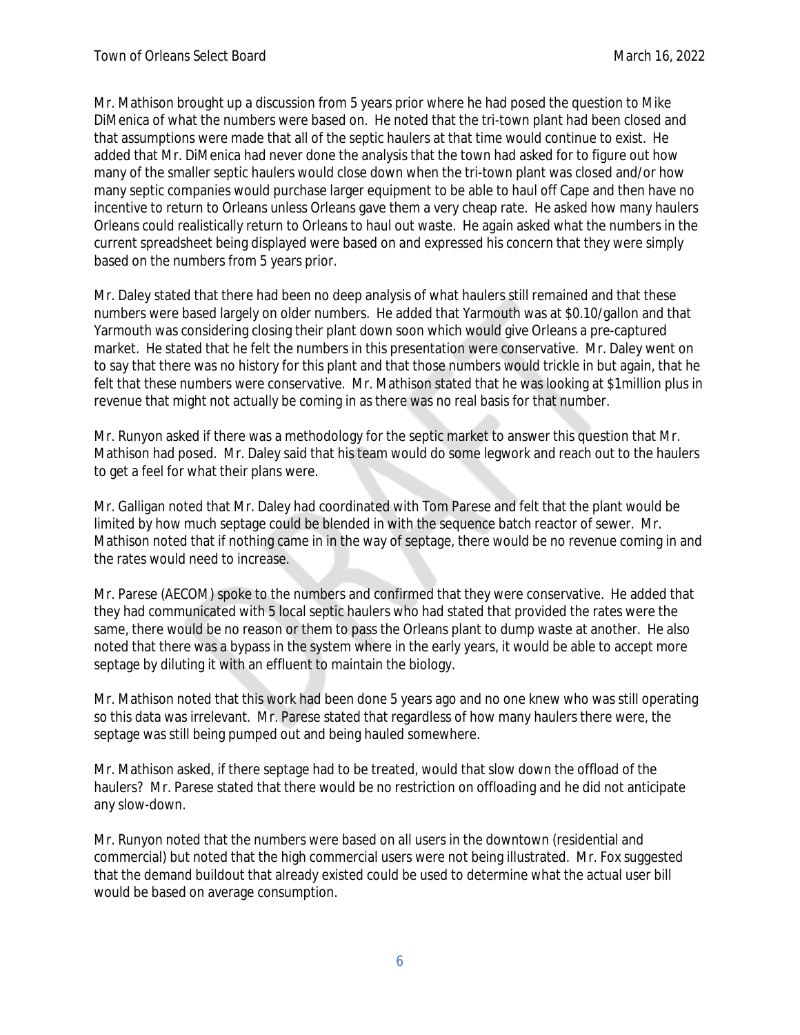Mr. Mathison brought up a discussion from 5 years prior where he had posed the question to Mike DiMenica of what the numbers were based on. He noted that the tri-town plant had been closed and that assumptions were made that all of the septic haulers at that time would continue to exist. He added that Mr. DiMenica had never done the analysis that the town had asked for to figure out how many of the smaller septic haulers would close down when the tri-town plant was closed and/or how many septic companies would purchase larger equipment to be able to haul off Cape and then have no incentive to return to Orleans unless Orleans gave them a very cheap rate. He asked how many haulers Orleans could realistically return to Orleans to haul out waste. He again asked what the numbers in the current spreadsheet being displayed were based on and expressed his concern that they were simply based on the numbers from 5 years prior.

Mr. Daley stated that there had been no deep analysis of what haulers still remained and that these numbers were based largely on older numbers. He added that Yarmouth was at $0.10/gallon and that Yarmouth was considering closing their plant down soon which would give Orleans a pre-captured market. He stated that he felt the numbers in this presentation were conservative. Mr. Daley went on to say that there was no history for this plant and that those numbers would trickle in but again, that he felt that these numbers were conservative. Mr. Mathison stated that he was looking at $1million plus in revenue that might not actually be coming in as there was no real basis for that number.

Mr. Runyon asked if there was a methodology for the septic market to answer this question that Mr. Mathison had posed. Mr. Daley said that his team would do some legwork and reach out to the haulers to get a feel for what their plans were.

Mr. Galligan noted that Mr. Daley had coordinated with Tom Parese and felt that the plant would be limited by how much septage could be blended in with the sequence batch reactor of sewer. Mr. Mathison noted that if nothing came in in the way of septage, there would be no revenue coming in and the rates would need to increase.

Mr. Parese (AECOM) spoke to the numbers and confirmed that they were conservative. He added that they had communicated with 5 local septic haulers who had stated that provided the rates were the same, there would be no reason or them to pass the Orleans plant to dump waste at another. He also noted that there was a bypass in the system where in the early years, it would be able to accept more septage by diluting it with an effluent to maintain the biology.

Mr. Mathison noted that this work had been done 5 years ago and no one knew who was still operating so this data was irrelevant. Mr. Parese stated that regardless of how many haulers there were, the septage was still being pumped out and being hauled somewhere.

Mr. Mathison asked, if there septage had to be treated, would that slow down the offload of the haulers? Mr. Parese stated that there would be no restriction on offloading and he did not anticipate any slow-down.

Mr. Runyon noted that the numbers were based on all users in the downtown (residential and commercial) but noted that the high commercial users were not being illustrated. Mr. Fox suggested that the demand buildout that already existed could be used to determine what the actual user bill would be based on average consumption.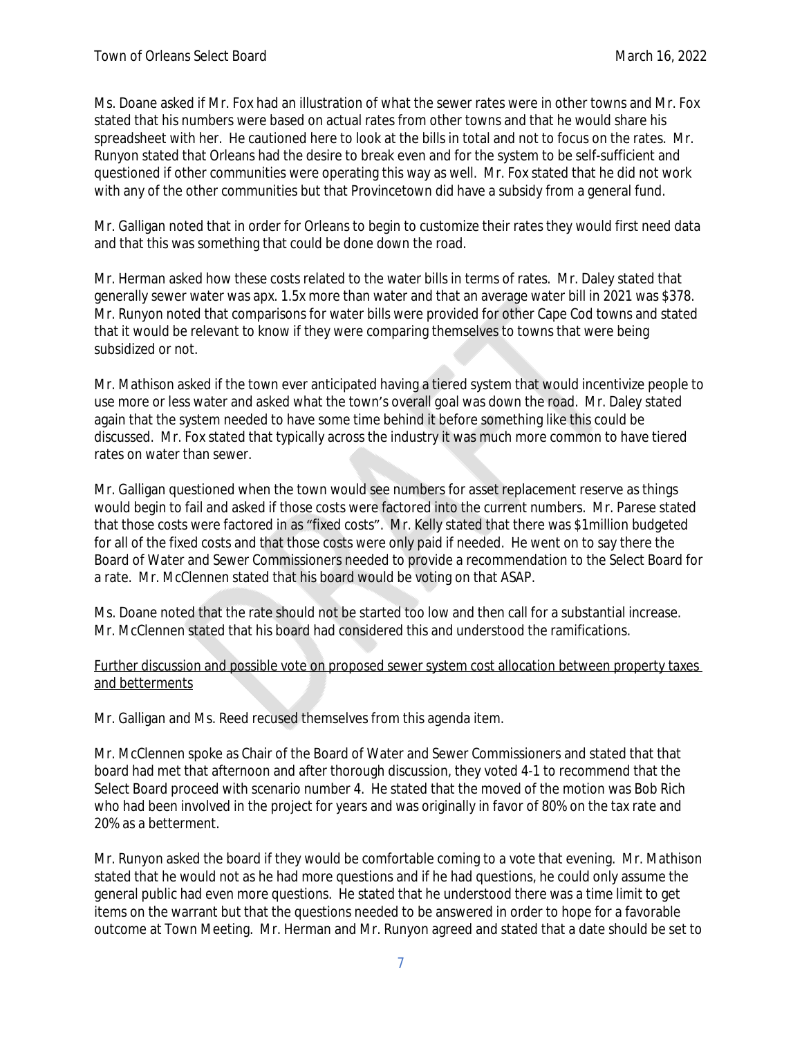Ms. Doane asked if Mr. Fox had an illustration of what the sewer rates were in other towns and Mr. Fox stated that his numbers were based on actual rates from other towns and that he would share his spreadsheet with her. He cautioned here to look at the bills in total and not to focus on the rates. Mr. Runyon stated that Orleans had the desire to break even and for the system to be self-sufficient and questioned if other communities were operating this way as well. Mr. Fox stated that he did not work with any of the other communities but that Provincetown did have a subsidy from a general fund.

Mr. Galligan noted that in order for Orleans to begin to customize their rates they would first need data and that this was something that could be done down the road.

Mr. Herman asked how these costs related to the water bills in terms of rates. Mr. Daley stated that generally sewer water was apx. 1.5x more than water and that an average water bill in 2021 was $378. Mr. Runyon noted that comparisons for water bills were provided for other Cape Cod towns and stated that it would be relevant to know if they were comparing themselves to towns that were being subsidized or not.

Mr. Mathison asked if the town ever anticipated having a tiered system that would incentivize people to use more or less water and asked what the town's overall goal was down the road. Mr. Daley stated again that the system needed to have some time behind it before something like this could be discussed. Mr. Fox stated that typically across the industry it was much more common to have tiered rates on water than sewer.

Mr. Galligan questioned when the town would see numbers for asset replacement reserve as things would begin to fail and asked if those costs were factored into the current numbers. Mr. Parese stated that those costs were factored in as "fixed costs". Mr. Kelly stated that there was $1million budgeted for all of the fixed costs and that those costs were only paid if needed. He went on to say there the Board of Water and Sewer Commissioners needed to provide a recommendation to the Select Board for a rate. Mr. McClennen stated that his board would be voting on that ASAP.

Ms. Doane noted that the rate should not be started too low and then call for a substantial increase. Mr. McClennen stated that his board had considered this and understood the ramifications.

Further discussion and possible vote on proposed sewer system cost allocation between property taxes and betterments

Mr. Galligan and Ms. Reed recused themselves from this agenda item.

Mr. McClennen spoke as Chair of the Board of Water and Sewer Commissioners and stated that that board had met that afternoon and after thorough discussion, they voted 4-1 to recommend that the Select Board proceed with scenario number 4. He stated that the moved of the motion was Bob Rich who had been involved in the project for years and was originally in favor of 80% on the tax rate and 20% as a betterment.

Mr. Runyon asked the board if they would be comfortable coming to a vote that evening. Mr. Mathison stated that he would not as he had more questions and if he had questions, he could only assume the general public had even more questions. He stated that he understood there was a time limit to get items on the warrant but that the questions needed to be answered in order to hope for a favorable outcome at Town Meeting. Mr. Herman and Mr. Runyon agreed and stated that a date should be set to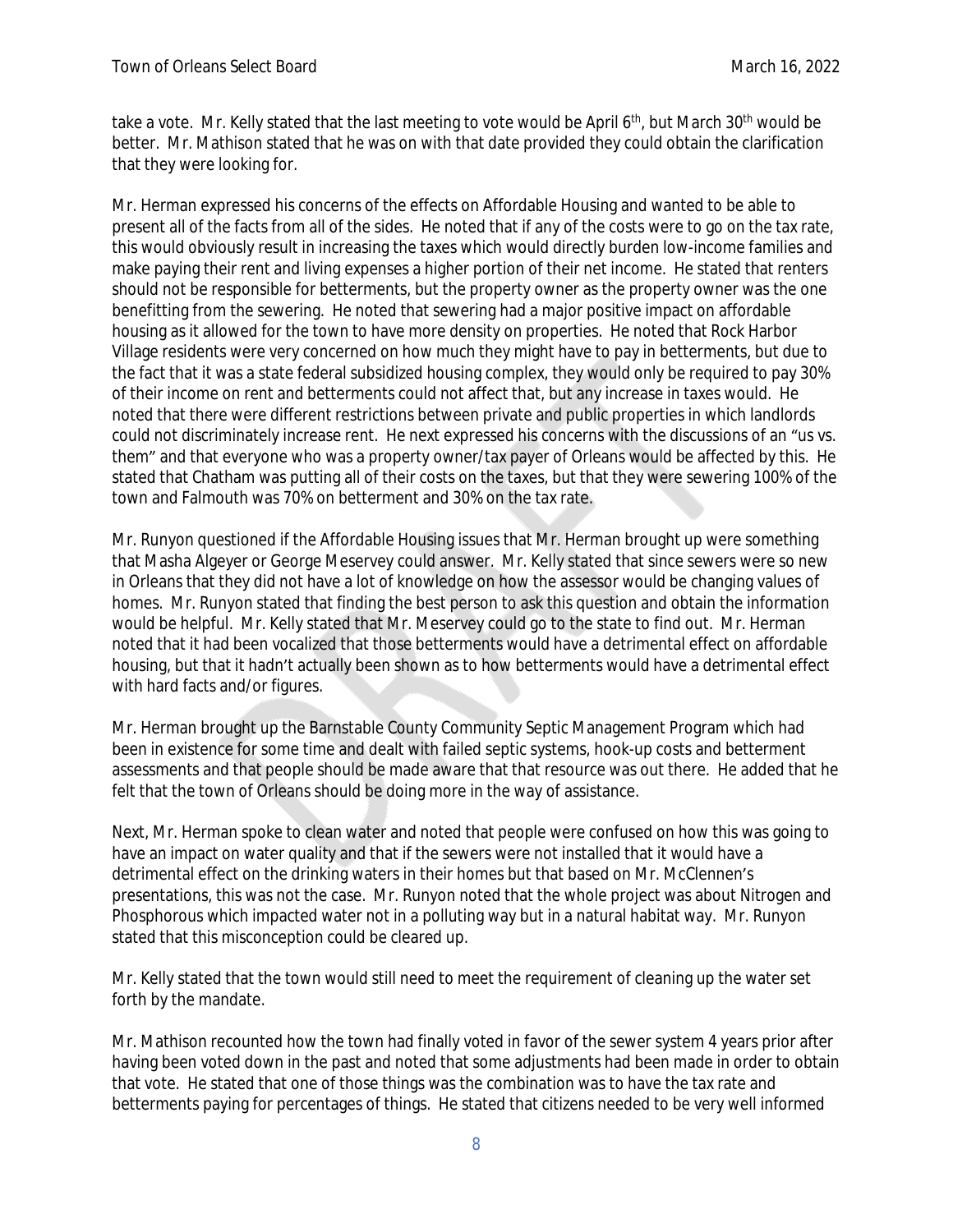take a vote. Mr. Kelly stated that the last meeting to vote would be April 6th, but March 30th would be better. Mr. Mathison stated that he was on with that date provided they could obtain the clarification that they were looking for.

Mr. Herman expressed his concerns of the effects on Affordable Housing and wanted to be able to present all of the facts from all of the sides. He noted that if any of the costs were to go on the tax rate, this would obviously result in increasing the taxes which would directly burden low-income families and make paying their rent and living expenses a higher portion of their net income. He stated that renters should not be responsible for betterments, but the property owner as the property owner was the one benefitting from the sewering. He noted that sewering had a major positive impact on affordable housing as it allowed for the town to have more density on properties. He noted that Rock Harbor Village residents were very concerned on how much they might have to pay in betterments, but due to the fact that it was a state federal subsidized housing complex, they would only be required to pay 30% of their income on rent and betterments could not affect that, but any increase in taxes would. He noted that there were different restrictions between private and public properties in which landlords could not discriminately increase rent. He next expressed his concerns with the discussions of an "us vs. them" and that everyone who was a property owner/tax payer of Orleans would be affected by this. He stated that Chatham was putting all of their costs on the taxes, but that they were sewering 100% of the town and Falmouth was 70% on betterment and 30% on the tax rate.

Mr. Runyon questioned if the Affordable Housing issues that Mr. Herman brought up were something that Masha Algeyer or George Meservey could answer. Mr. Kelly stated that since sewers were so new in Orleans that they did not have a lot of knowledge on how the assessor would be changing values of homes. Mr. Runyon stated that finding the best person to ask this question and obtain the information would be helpful. Mr. Kelly stated that Mr. Meservey could go to the state to find out. Mr. Herman noted that it had been vocalized that those betterments would have a detrimental effect on affordable housing, but that it hadn't actually been shown as to how betterments would have a detrimental effect with hard facts and/or figures.

Mr. Herman brought up the Barnstable County Community Septic Management Program which had been in existence for some time and dealt with failed septic systems, hook-up costs and betterment assessments and that people should be made aware that that resource was out there. He added that he felt that the town of Orleans should be doing more in the way of assistance.

Next, Mr. Herman spoke to clean water and noted that people were confused on how this was going to have an impact on water quality and that if the sewers were not installed that it would have a detrimental effect on the drinking waters in their homes but that based on Mr. McClennen's presentations, this was not the case. Mr. Runyon noted that the whole project was about Nitrogen and Phosphorous which impacted water not in a polluting way but in a natural habitat way. Mr. Runyon stated that this misconception could be cleared up.

Mr. Kelly stated that the town would still need to meet the requirement of cleaning up the water set forth by the mandate.

Mr. Mathison recounted how the town had finally voted in favor of the sewer system 4 years prior after having been voted down in the past and noted that some adjustments had been made in order to obtain that vote. He stated that one of those things was the combination was to have the tax rate and betterments paying for percentages of things. He stated that citizens needed to be very well informed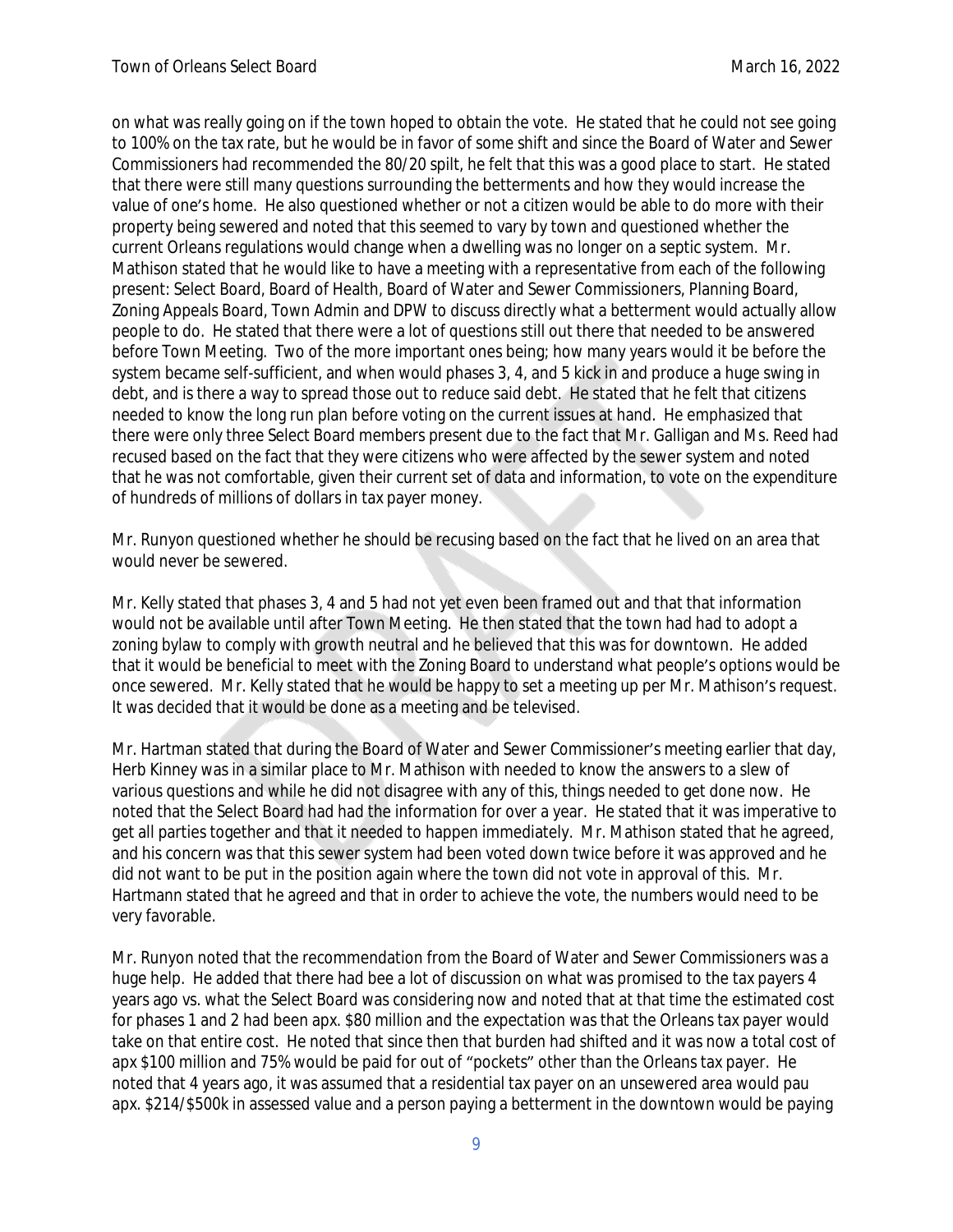on what was really going on if the town hoped to obtain the vote. He stated that he could not see going to 100% on the tax rate, but he would be in favor of some shift and since the Board of Water and Sewer Commissioners had recommended the 80/20 spilt, he felt that this was a good place to start. He stated that there were still many questions surrounding the betterments and how they would increase the value of one's home. He also questioned whether or not a citizen would be able to do more with their property being sewered and noted that this seemed to vary by town and questioned whether the current Orleans regulations would change when a dwelling was no longer on a septic system. Mr. Mathison stated that he would like to have a meeting with a representative from each of the following present: Select Board, Board of Health, Board of Water and Sewer Commissioners, Planning Board, Zoning Appeals Board, Town Admin and DPW to discuss directly what a betterment would actually allow people to do. He stated that there were a lot of questions still out there that needed to be answered before Town Meeting. Two of the more important ones being; how many years would it be before the system became self-sufficient, and when would phases 3, 4, and 5 kick in and produce a huge swing in debt, and is there a way to spread those out to reduce said debt. He stated that he felt that citizens needed to know the long run plan before voting on the current issues at hand. He emphasized that there were only three Select Board members present due to the fact that Mr. Galligan and Ms. Reed had recused based on the fact that they were citizens who were affected by the sewer system and noted that he was not comfortable, given their current set of data and information, to vote on the expenditure of hundreds of millions of dollars in tax payer money.

Mr. Runyon questioned whether he should be recusing based on the fact that he lived on an area that would never be sewered.

Mr. Kelly stated that phases 3, 4 and 5 had not yet even been framed out and that that information would not be available until after Town Meeting. He then stated that the town had had to adopt a zoning bylaw to comply with growth neutral and he believed that this was for downtown. He added that it would be beneficial to meet with the Zoning Board to understand what people's options would be once sewered. Mr. Kelly stated that he would be happy to set a meeting up per Mr. Mathison's request. It was decided that it would be done as a meeting and be televised.

Mr. Hartman stated that during the Board of Water and Sewer Commissioner's meeting earlier that day, Herb Kinney was in a similar place to Mr. Mathison with needed to know the answers to a slew of various questions and while he did not disagree with any of this, things needed to get done now. He noted that the Select Board had had the information for over a year. He stated that it was imperative to get all parties together and that it needed to happen immediately. Mr. Mathison stated that he agreed, and his concern was that this sewer system had been voted down twice before it was approved and he did not want to be put in the position again where the town did not vote in approval of this. Mr. Hartmann stated that he agreed and that in order to achieve the vote, the numbers would need to be very favorable.

Mr. Runyon noted that the recommendation from the Board of Water and Sewer Commissioners was a huge help. He added that there had bee a lot of discussion on what was promised to the tax payers 4 years ago vs. what the Select Board was considering now and noted that at that time the estimated cost for phases 1 and 2 had been apx. $80 million and the expectation was that the Orleans tax payer would take on that entire cost. He noted that since then that burden had shifted and it was now a total cost of apx $100 million and 75% would be paid for out of "pockets" other than the Orleans tax payer. He noted that 4 years ago, it was assumed that a residential tax payer on an unsewered area would pau apx. $214/$500k in assessed value and a person paying a betterment in the downtown would be paying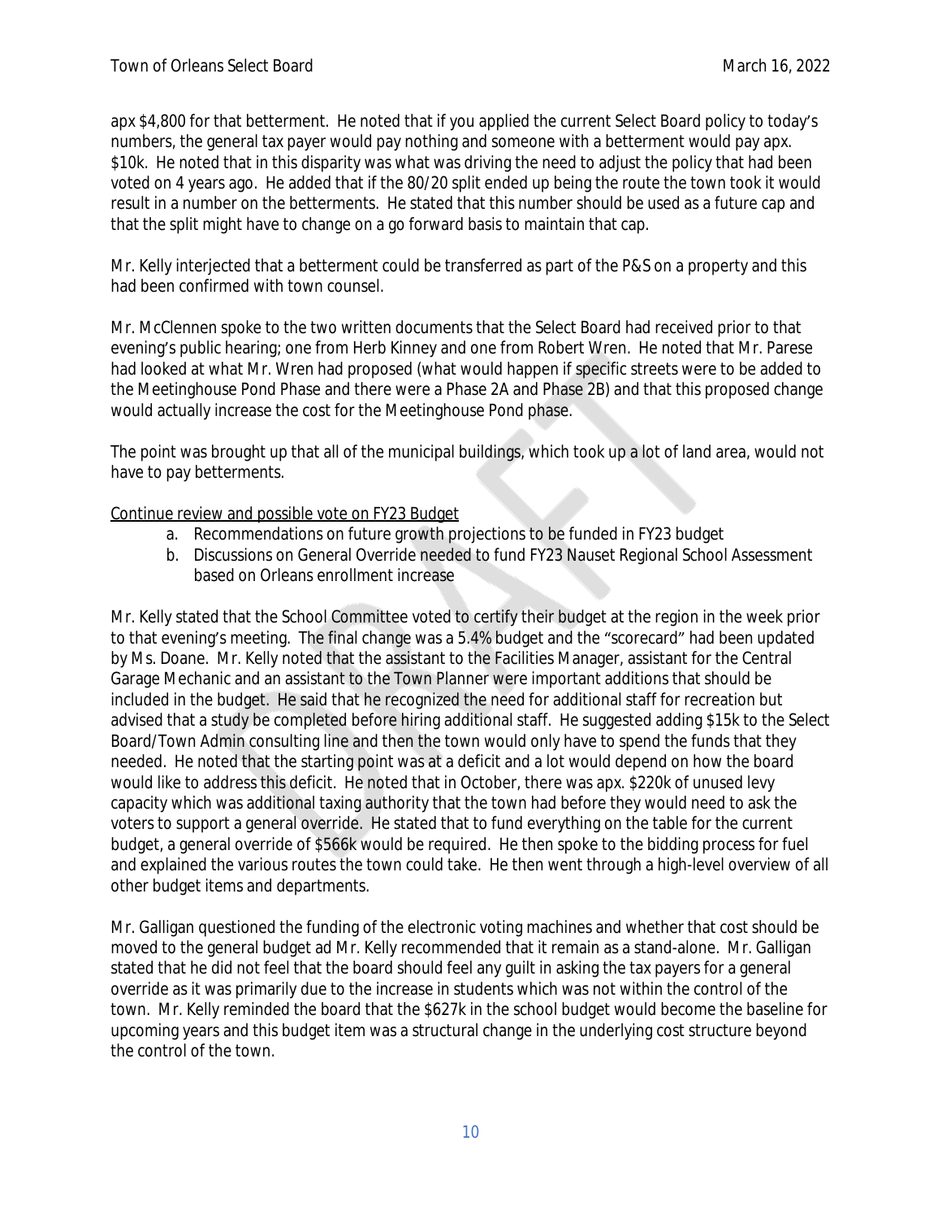apx $4,800 for that betterment. He noted that if you applied the current Select Board policy to today's numbers, the general tax payer would pay nothing and someone with a betterment would pay apx. $10k. He noted that in this disparity was what was driving the need to adjust the policy that had been voted on 4 years ago. He added that if the 80/20 split ended up being the route the town took it would result in a number on the betterments. He stated that this number should be used as a future cap and that the split might have to change on a go forward basis to maintain that cap.

Mr. Kelly interjected that a betterment could be transferred as part of the P&S on a property and this had been confirmed with town counsel.

Mr. McClennen spoke to the two written documents that the Select Board had received prior to that evening's public hearing; one from Herb Kinney and one from Robert Wren. He noted that Mr. Parese had looked at what Mr. Wren had proposed (what would happen if specific streets were to be added to the Meetinghouse Pond Phase and there were a Phase 2A and Phase 2B) and that this proposed change would actually increase the cost for the Meetinghouse Pond phase.

The point was brought up that all of the municipal buildings, which took up a lot of land area, would not have to pay betterments.

<u>Continue review and possible vote on FY23 Budget</u>

a. Recommendations on future growth projections to be funded in FY23 budget
b. Discussions on General Override needed to fund FY23 Nauset Regional School Assessment based on Orleans enrollment increase

Mr. Kelly stated that the School Committee voted to certify their budget at the region in the week prior to that evening's meeting. The final change was a 5.4% budget and the "scorecard" had been updated by Ms. Doane. Mr. Kelly noted that the assistant to the Facilities Manager, assistant for the Central Garage Mechanic and an assistant to the Town Planner were important additions that should be included in the budget. He said that he recognized the need for additional staff for recreation but advised that a study be completed before hiring additional staff. He suggested adding $15k to the Select Board/Town Admin consulting line and then the town would only have to spend the funds that they needed. He noted that the starting point was at a deficit and a lot would depend on how the board would like to address this deficit. He noted that in October, there was apx. $220k of unused levy capacity which was additional taxing authority that the town had before they would need to ask the voters to support a general override. He stated that to fund everything on the table for the current budget, a general override of $566k would be required. He then spoke to the bidding process for fuel and explained the various routes the town could take. He then went through a high-level overview of all other budget items and departments.

Mr. Galligan questioned the funding of the electronic voting machines and whether that cost should be moved to the general budget ad Mr. Kelly recommended that it remain as a stand-alone. Mr. Galligan stated that he did not feel that the board should feel any guilt in asking the tax payers for a general override as it was primarily due to the increase in students which was not within the control of the town. Mr. Kelly reminded the board that the $627k in the school budget would become the baseline for upcoming years and this budget item was a structural change in the underlying cost structure beyond the control of the town.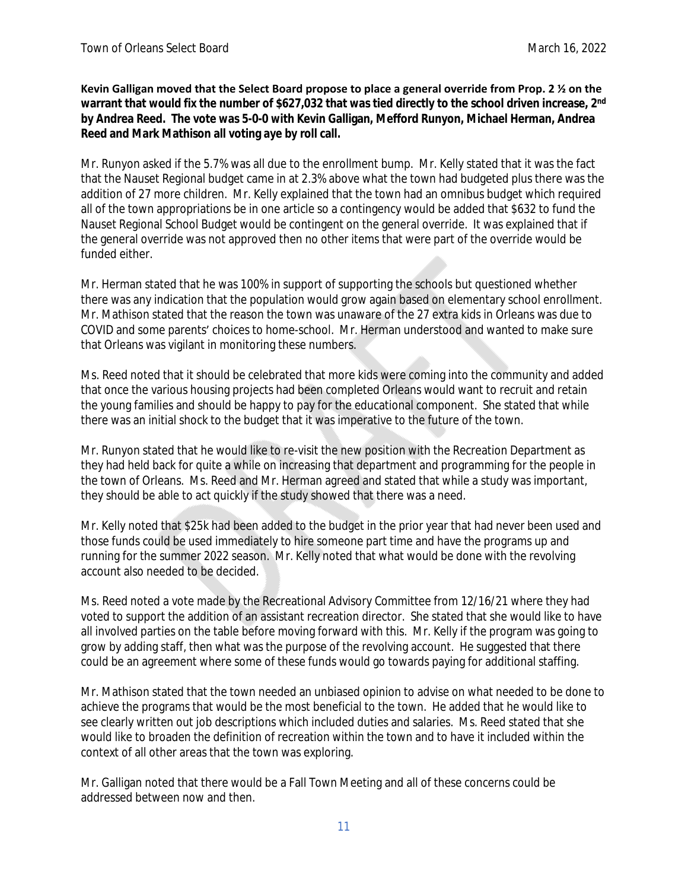**Kevin Galligan moved that the Select Board propose to place a general override from Prop. 2 ½ on the warrant that would fix the number of $627,032 that was tied directly to the school driven increase, 2nd by Andrea Reed. The vote was 5-0-0 with Kevin Galligan, Mefford Runyon, Michael Herman, Andrea Reed and Mark Mathison all voting aye by roll call.**

Mr. Runyon asked if the 5.7% was all due to the enrollment bump. Mr. Kelly stated that it was the fact that the Nauset Regional budget came in at 2.3% above what the town had budgeted plus there was the addition of 27 more children. Mr. Kelly explained that the town had an omnibus budget which required all of the town appropriations be in one article so a contingency would be added that $632 to fund the Nauset Regional School Budget would be contingent on the general override. It was explained that if the general override was not approved then no other items that were part of the override would be funded either.

Mr. Herman stated that he was 100% in support of supporting the schools but questioned whether there was any indication that the population would grow again based on elementary school enrollment. Mr. Mathison stated that the reason the town was unaware of the 27 extra kids in Orleans was due to COVID and some parents' choices to home-school. Mr. Herman understood and wanted to make sure that Orleans was vigilant in monitoring these numbers.

Ms. Reed noted that it should be celebrated that more kids were coming into the community and added that once the various housing projects had been completed Orleans would want to recruit and retain the young families and should be happy to pay for the educational component. She stated that while there was an initial shock to the budget that it was imperative to the future of the town.

Mr. Runyon stated that he would like to re-visit the new position with the Recreation Department as they had held back for quite a while on increasing that department and programming for the people in the town of Orleans. Ms. Reed and Mr. Herman agreed and stated that while a study was important, they should be able to act quickly if the study showed that there was a need.

Mr. Kelly noted that $25k had been added to the budget in the prior year that had never been used and those funds could be used immediately to hire someone part time and have the programs up and running for the summer 2022 season. Mr. Kelly noted that what would be done with the revolving account also needed to be decided.

Ms. Reed noted a vote made by the Recreational Advisory Committee from 12/16/21 where they had voted to support the addition of an assistant recreation director. She stated that she would like to have all involved parties on the table before moving forward with this. Mr. Kelly if the program was going to grow by adding staff, then what was the purpose of the revolving account. He suggested that there could be an agreement where some of these funds would go towards paying for additional staffing.

Mr. Mathison stated that the town needed an unbiased opinion to advise on what needed to be done to achieve the programs that would be the most beneficial to the town. He added that he would like to see clearly written out job descriptions which included duties and salaries. Ms. Reed stated that she would like to broaden the definition of recreation within the town and to have it included within the context of all other areas that the town was exploring.

Mr. Galligan noted that there would be a Fall Town Meeting and all of these concerns could be addressed between now and then.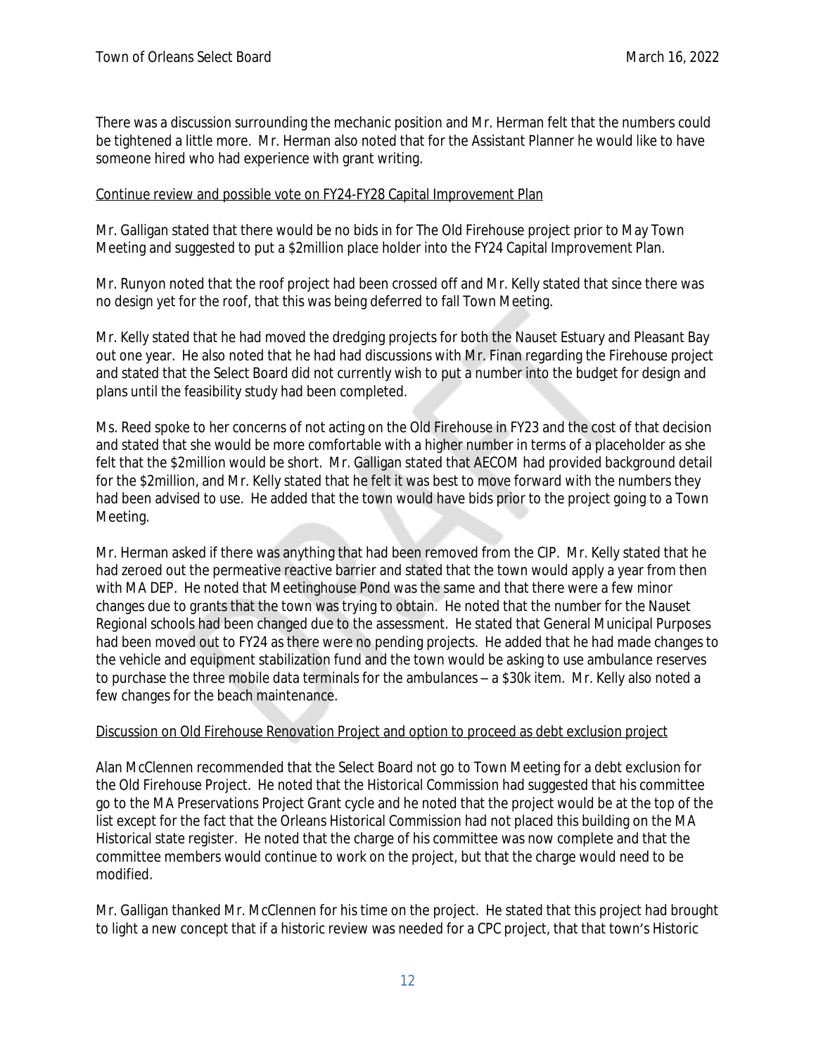There was a discussion surrounding the mechanic position and Mr. Herman felt that the numbers could be tightened a little more. Mr. Herman also noted that for the Assistant Planner he would like to have someone hired who had experience with grant writing.

<u>Continue review and possible vote on FY24-FY28 Capital Improvement Plan</u>

Mr. Galligan stated that there would be no bids in for The Old Firehouse project prior to May Town Meeting and suggested to put a $2million place holder into the FY24 Capital Improvement Plan.

Mr. Runyon noted that the roof project had been crossed off and Mr. Kelly stated that since there was no design yet for the roof, that this was being deferred to fall Town Meeting.

Mr. Kelly stated that he had moved the dredging projects for both the Nauset Estuary and Pleasant Bay out one year. He also noted that he had had discussions with Mr. Finan regarding the Firehouse project and stated that the Select Board did not currently wish to put a number into the budget for design and plans until the feasibility study had been completed.

Ms. Reed spoke to her concerns of not acting on the Old Firehouse in FY23 and the cost of that decision and stated that she would be more comfortable with a higher number in terms of a placeholder as she felt that the $2million would be short. Mr. Galligan stated that AECOM had provided background detail for the $2million, and Mr. Kelly stated that he felt it was best to move forward with the numbers they had been advised to use. He added that the town would have bids prior to the project going to a Town Meeting.

Mr. Herman asked if there was anything that had been removed from the CIP. Mr. Kelly stated that he had zeroed out the permeative reactive barrier and stated that the town would apply a year from then with MA DEP. He noted that Meetinghouse Pond was the same and that there were a few minor changes due to grants that the town was trying to obtain. He noted that the number for the Nauset Regional schools had been changed due to the assessment. He stated that General Municipal Purposes had been moved out to FY24 as there were no pending projects. He added that he had made changes to the vehicle and equipment stabilization fund and the town would be asking to use ambulance reserves to purchase the three mobile data terminals for the ambulances – a $30k item. Mr. Kelly also noted a few changes for the beach maintenance.

<u>Discussion on Old Firehouse Renovation Project and option to proceed as debt exclusion project</u>

Alan McClennen recommended that the Select Board not go to Town Meeting for a debt exclusion for the Old Firehouse Project. He noted that the Historical Commission had suggested that his committee go to the MA Preservations Project Grant cycle and he noted that the project would be at the top of the list except for the fact that the Orleans Historical Commission had not placed this building on the MA Historical state register. He noted that the charge of his committee was now complete and that the committee members would continue to work on the project, but that the charge would need to be modified.

Mr. Galligan thanked Mr. McClennen for his time on the project. He stated that this project had brought to light a new concept that if a historic review was needed for a CPC project, that that town's Historic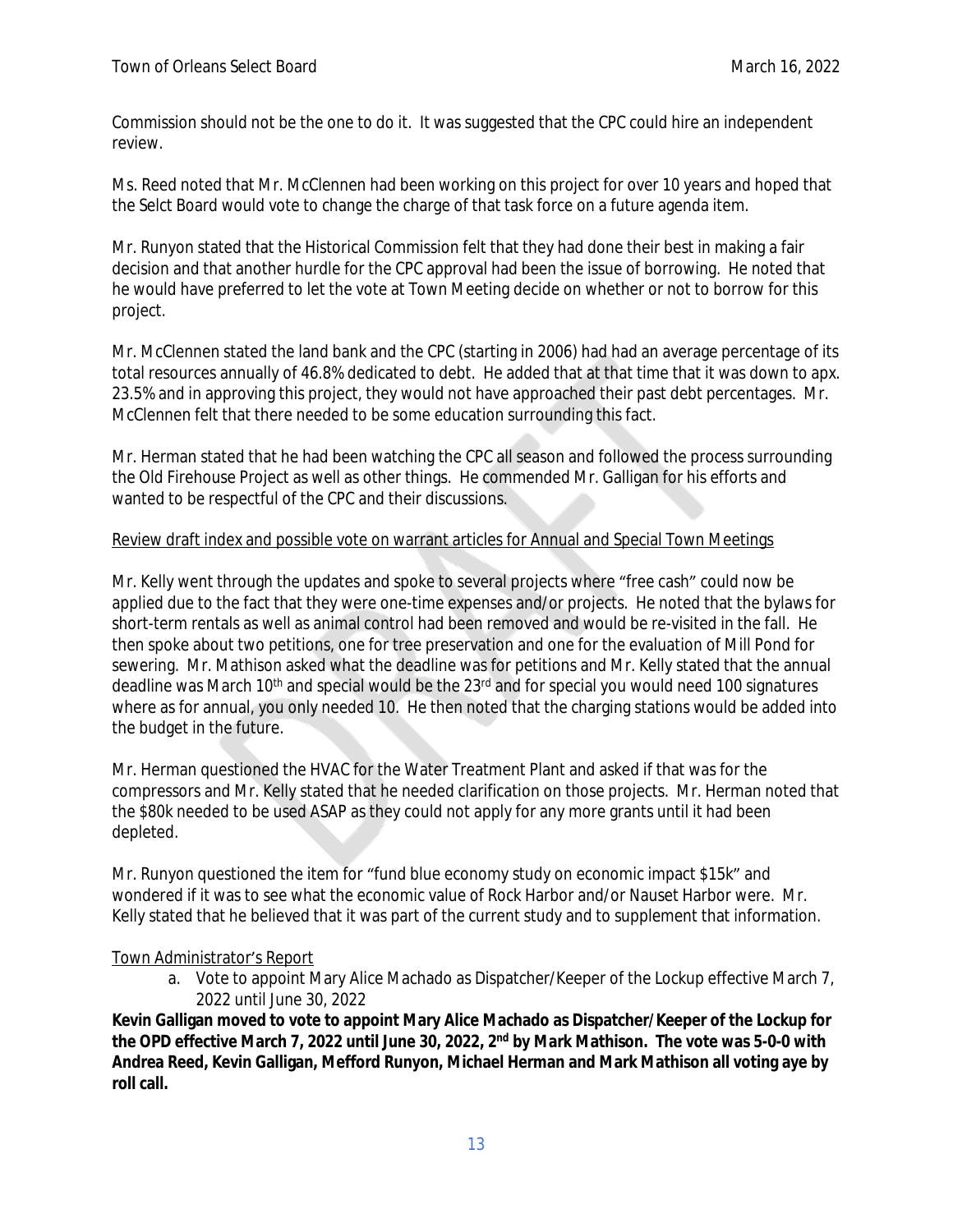Commission should not be the one to do it. It was suggested that the CPC could hire an independent review.

Ms. Reed noted that Mr. McClennen had been working on this project for over 10 years and hoped that the Selct Board would vote to change the charge of that task force on a future agenda item.

Mr. Runyon stated that the Historical Commission felt that they had done their best in making a fair decision and that another hurdle for the CPC approval had been the issue of borrowing. He noted that he would have preferred to let the vote at Town Meeting decide on whether or not to borrow for this project.

Mr. McClennen stated the land bank and the CPC (starting in 2006) had had an average percentage of its total resources annually of 46.8% dedicated to debt. He added that at that time that it was down to apx. 23.5% and in approving this project, they would not have approached their past debt percentages. Mr. McClennen felt that there needed to be some education surrounding this fact.

Mr. Herman stated that he had been watching the CPC all season and followed the process surrounding the Old Firehouse Project as well as other things. He commended Mr. Galligan for his efforts and wanted to be respectful of the CPC and their discussions.

<u>Review draft index and possible vote on warrant articles for Annual and Special Town Meetings</u>

Mr. Kelly went through the updates and spoke to several projects where "free cash" could now be applied due to the fact that they were one-time expenses and/or projects. He noted that the bylaws for short-term rentals as well as animal control had been removed and would be re-visited in the fall. He then spoke about two petitions, one for tree preservation and one for the evaluation of Mill Pond for sewering. Mr. Mathison asked what the deadline was for petitions and Mr. Kelly stated that the annual deadline was March 10th and special would be the 23rd and for special you would need 100 signatures where as for annual, you only needed 10. He then noted that the charging stations would be added into the budget in the future.

Mr. Herman questioned the HVAC for the Water Treatment Plant and asked if that was for the compressors and Mr. Kelly stated that he needed clarification on those projects. Mr. Herman noted that the $80k needed to be used ASAP as they could not apply for any more grants until it had been depleted.

Mr. Runyon questioned the item for "fund blue economy study on economic impact $15k" and wondered if it was to see what the economic value of Rock Harbor and/or Nauset Harbor were. Mr. Kelly stated that he believed that it was part of the current study and to supplement that information.

<u>Town Administrator's Report</u>

a. Vote to appoint Mary Alice Machado as Dispatcher/Keeper of the Lockup effective March 7, 2022 until June 30, 2022

**Kevin Galligan moved to vote to appoint Mary Alice Machado as Dispatcher/Keeper of the Lockup for the OPD effective March 7, 2022 until June 30, 2022, 2nd by Mark Mathison. The vote was 5-0-0 with Andrea Reed, Kevin Galligan, Mefford Runyon, Michael Herman and Mark Mathison all voting aye by roll call.**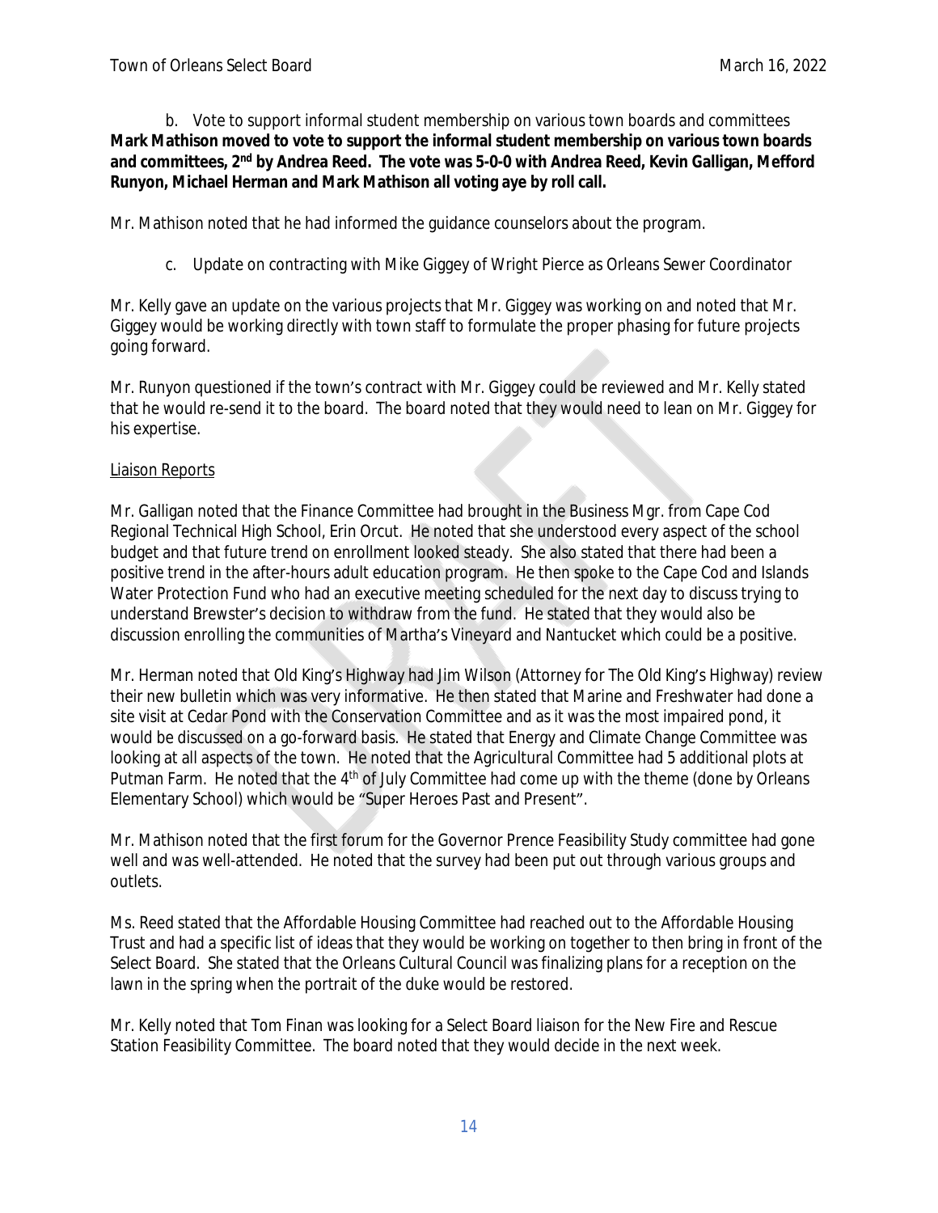b. Vote to support informal student membership on various town boards and committees

**Mark Mathison moved to vote to support the informal student membership on various town boards and committees, 2nd by Andrea Reed. The vote was 5-0-0 with Andrea Reed, Kevin Galligan, Mefford Runyon, Michael Herman and Mark Mathison all voting aye by roll call.**

Mr. Mathison noted that he had informed the guidance counselors about the program.

c. Update on contracting with Mike Giggey of Wright Pierce as Orleans Sewer Coordinator

Mr. Kelly gave an update on the various projects that Mr. Giggey was working on and noted that Mr. Giggey would be working directly with town staff to formulate the proper phasing for future projects going forward.

Mr. Runyon questioned if the town's contract with Mr. Giggey could be reviewed and Mr. Kelly stated that he would re-send it to the board. The board noted that they would need to lean on Mr. Giggey for his expertise.

<u>Liaison Reports</u>

Mr. Galligan noted that the Finance Committee had brought in the Business Mgr. from Cape Cod Regional Technical High School, Erin Orcut. He noted that she understood every aspect of the school budget and that future trend on enrollment looked steady. She also stated that there had been a positive trend in the after-hours adult education program. He then spoke to the Cape Cod and Islands Water Protection Fund who had an executive meeting scheduled for the next day to discuss trying to understand Brewster's decision to withdraw from the fund. He stated that they would also be discussion enrolling the communities of Martha's Vineyard and Nantucket which could be a positive.

Mr. Herman noted that Old King's Highway had Jim Wilson (Attorney for The Old King's Highway) review their new bulletin which was very informative. He then stated that Marine and Freshwater had done a site visit at Cedar Pond with the Conservation Committee and as it was the most impaired pond, it would be discussed on a go-forward basis. He stated that Energy and Climate Change Committee was looking at all aspects of the town. He noted that the Agricultural Committee had 5 additional plots at Putman Farm. He noted that the 4th of July Committee had come up with the theme (done by Orleans Elementary School) which would be "Super Heroes Past and Present".

Mr. Mathison noted that the first forum for the Governor Prence Feasibility Study committee had gone well and was well-attended. He noted that the survey had been put out through various groups and outlets.

Ms. Reed stated that the Affordable Housing Committee had reached out to the Affordable Housing Trust and had a specific list of ideas that they would be working on together to then bring in front of the Select Board. She stated that the Orleans Cultural Council was finalizing plans for a reception on the lawn in the spring when the portrait of the duke would be restored.

Mr. Kelly noted that Tom Finan was looking for a Select Board liaison for the New Fire and Rescue Station Feasibility Committee. The board noted that they would decide in the next week.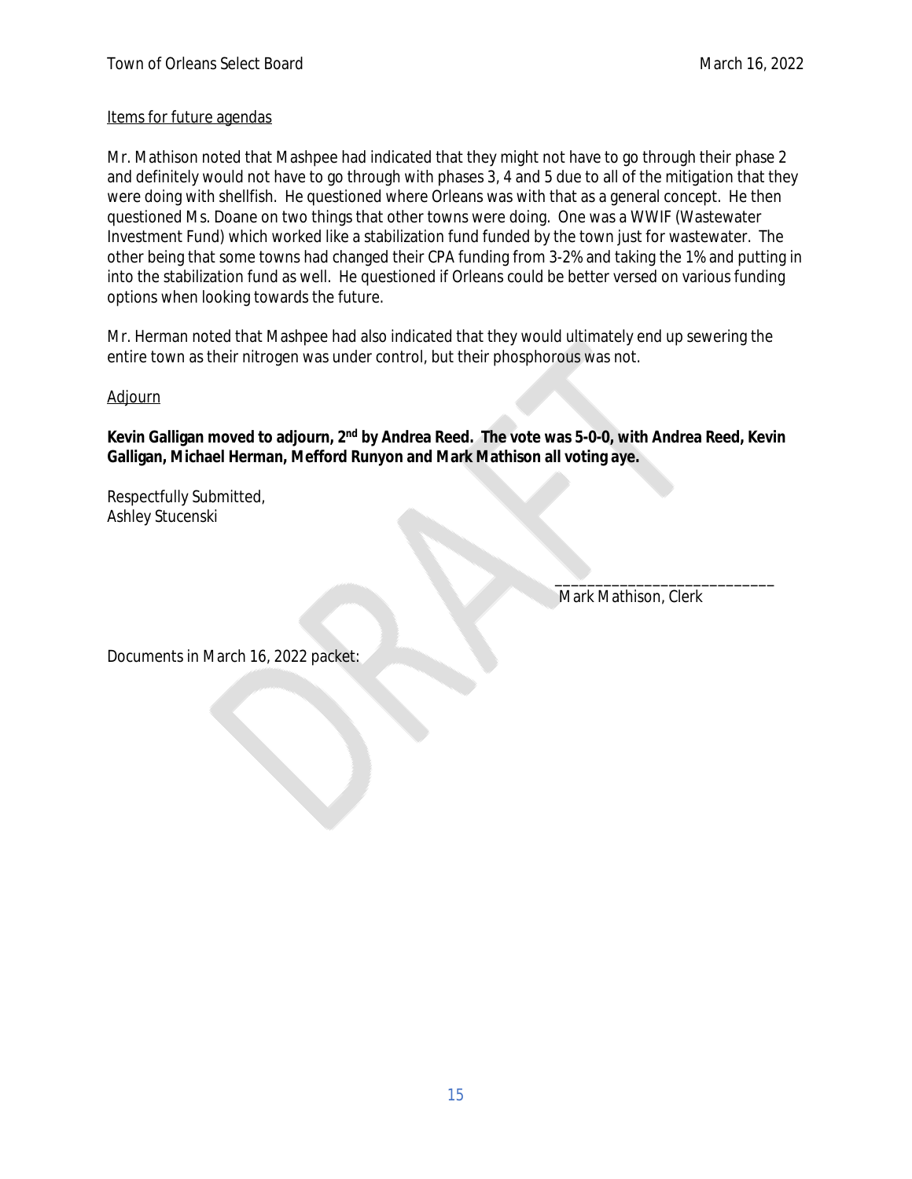Items for future agendas

Mr. Mathison noted that Mashpee had indicated that they might not have to go through their phase 2 and definitely would not have to go through with phases 3, 4 and 5 due to all of the mitigation that they were doing with shellfish. He questioned where Orleans was with that as a general concept. He then questioned Ms. Doane on two things that other towns were doing. One was a WWIF (Wastewater Investment Fund) which worked like a stabilization fund funded by the town just for wastewater. The other being that some towns had changed their CPA funding from 3-2% and taking the 1% and putting in into the stabilization fund as well. He questioned if Orleans could be better versed on various funding options when looking towards the future.

Mr. Herman noted that Mashpee had also indicated that they would ultimately end up sewering the entire town as their nitrogen was under control, but their phosphorous was not.

Adjourn

**Kevin Galligan moved to adjourn, 2nd by Andrea Reed. The vote was 5-0-0, with Andrea Reed, Kevin Galligan, Michael Herman, Mefford Runyon and Mark Mathison all voting aye.**

Respectfully Submitted,
Ashley Stucenski

___________________________
Mark Mathison, Clerk

Documents in March 16, 2022 packet: